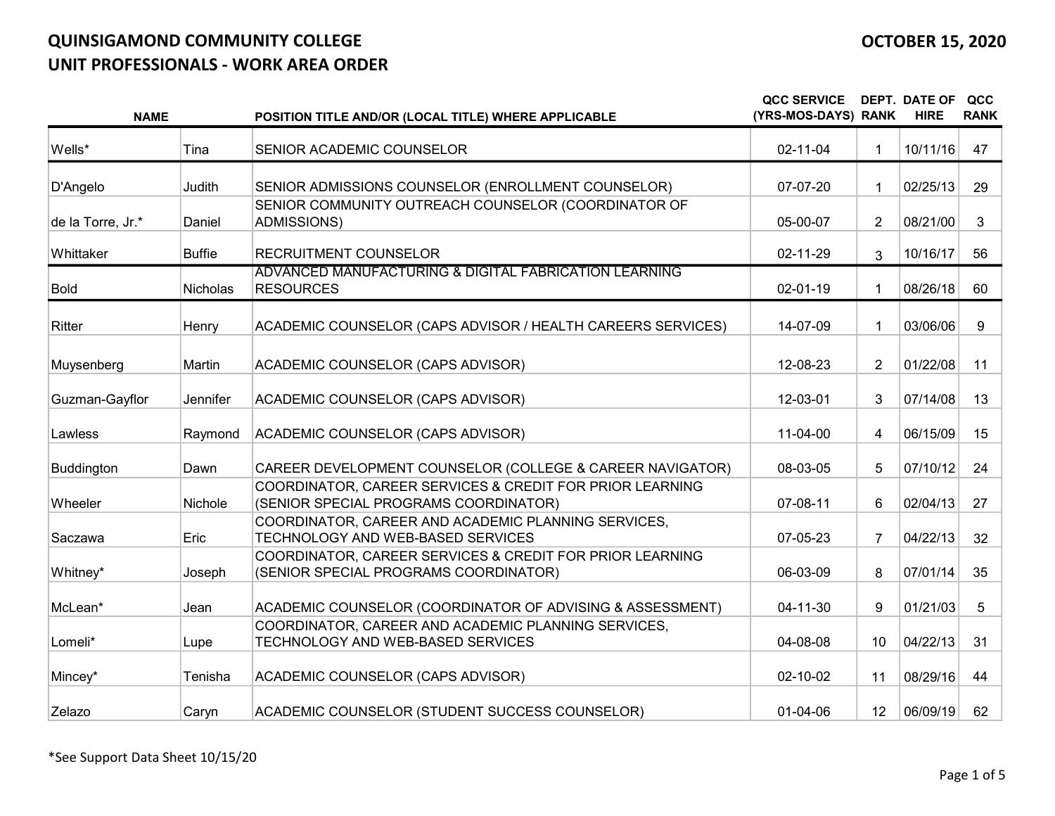# QUINSIGAMOND COMMUNITY COLLEGE

## UNIT PROFESSIONALS - WORK AREA ORDER

**OCTOBER 15, 2020**

| NAME | | POSITION TITLE AND/OR (LOCAL TITLE) WHERE APPLICABLE | QCC SERVICE (YRS-MOS-DAYS) | DEPT. RANK | DATE OF HIRE | QCC RANK |
|---|---|---|---|---|---|---|
| Wells* | Tina | SENIOR ACADEMIC COUNSELOR | 02-11-04 | 1 | 10/11/16 | 47 |
| D'Angelo | Judith | SENIOR ADMISSIONS COUNSELOR (ENROLLMENT COUNSELOR) | 07-07-20 | 1 | 02/25/13 | 29 |
| de la Torre, Jr.* | Daniel | SENIOR COMMUNITY OUTREACH COUNSELOR (COORDINATOR OF ADMISSIONS) | 05-00-07 | 2 | 08/21/00 | 3 |
| Whittaker | Buffie | RECRUITMENT COUNSELOR | 02-11-29 | 3 | 10/16/17 | 56 |
| Bold | Nicholas | ADVANCED MANUFACTURING & DIGITAL FABRICATION LEARNING RESOURCES | 02-01-19 | 1 | 08/26/18 | 60 |
| Ritter | Henry | ACADEMIC COUNSELOR (CAPS ADVISOR / HEALTH CAREERS SERVICES) | 14-07-09 | 1 | 03/06/06 | 9 |
| Muysenberg | Martin | ACADEMIC COUNSELOR (CAPS ADVISOR) | 12-08-23 | 2 | 01/22/08 | 11 |
| Guzman-Gayflor | Jennifer | ACADEMIC COUNSELOR (CAPS ADVISOR) | 12-03-01 | 3 | 07/14/08 | 13 |
| Lawless | Raymond | ACADEMIC COUNSELOR (CAPS ADVISOR) | 11-04-00 | 4 | 06/15/09 | 15 |
| Buddington | Dawn | CAREER DEVELOPMENT COUNSELOR (COLLEGE & CAREER NAVIGATOR) | 08-03-05 | 5 | 07/10/12 | 24 |
| Wheeler | Nichole | COORDINATOR, CAREER SERVICES & CREDIT FOR PRIOR LEARNING (SENIOR SPECIAL PROGRAMS COORDINATOR) | 07-08-11 | 6 | 02/04/13 | 27 |
| Saczawa | Eric | COORDINATOR, CAREER AND ACADEMIC PLANNING SERVICES, TECHNOLOGY AND WEB-BASED SERVICES | 07-05-23 | 7 | 04/22/13 | 32 |
| Whitney* | Joseph | COORDINATOR, CAREER SERVICES & CREDIT FOR PRIOR LEARNING (SENIOR SPECIAL PROGRAMS COORDINATOR) | 06-03-09 | 8 | 07/01/14 | 35 |
| McLean* | Jean | ACADEMIC COUNSELOR (COORDINATOR OF ADVISING & ASSESSMENT) | 04-11-30 | 9 | 01/21/03 | 5 |
| Lomeli* | Lupe | COORDINATOR, CAREER AND ACADEMIC PLANNING SERVICES, TECHNOLOGY AND WEB-BASED SERVICES | 04-08-08 | 10 | 04/22/13 | 31 |
| Mincey* | Tenisha | ACADEMIC COUNSELOR (CAPS ADVISOR) | 02-10-02 | 11 | 08/29/16 | 44 |
| Zelazo | Caryn | ACADEMIC COUNSELOR (STUDENT SUCCESS COUNSELOR) | 01-04-06 | 12 | 06/09/19 | 62 |

*See Support Data Sheet 10/15/20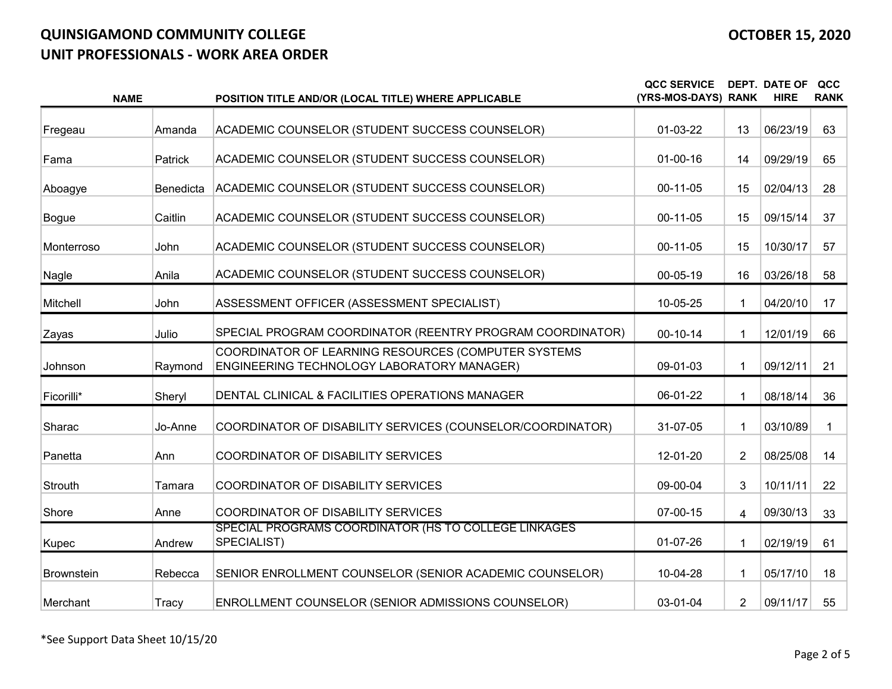# QUINSIGAMOND COMMUNITY COLLEGE

## UNIT PROFESSIONALS - WORK AREA ORDER

**OCTOBER 15, 2020**

| NAME | | POSITION TITLE AND/OR (LOCAL TITLE) WHERE APPLICABLE | QCC SERVICE (YRS-MOS-DAYS) | DEPT. RANK | DATE OF HIRE | QCC RANK |
|---|---|---|---|---|---|---|
| Fregeau | Amanda | ACADEMIC COUNSELOR (STUDENT SUCCESS COUNSELOR) | 01-03-22 | 13 | 06/23/19 | 63 |
| Fama | Patrick | ACADEMIC COUNSELOR (STUDENT SUCCESS COUNSELOR) | 01-00-16 | 14 | 09/29/19 | 65 |
| Aboagye | Benedicta | ACADEMIC COUNSELOR (STUDENT SUCCESS COUNSELOR) | 00-11-05 | 15 | 02/04/13 | 28 |
| Bogue | Caitlin | ACADEMIC COUNSELOR (STUDENT SUCCESS COUNSELOR) | 00-11-05 | 15 | 09/15/14 | 37 |
| Monterroso | John | ACADEMIC COUNSELOR (STUDENT SUCCESS COUNSELOR) | 00-11-05 | 15 | 10/30/17 | 57 |
| Nagle | Anila | ACADEMIC COUNSELOR (STUDENT SUCCESS COUNSELOR) | 00-05-19 | 16 | 03/26/18 | 58 |
| Mitchell | John | ASSESSMENT OFFICER (ASSESSMENT SPECIALIST) | 10-05-25 | 1 | 04/20/10 | 17 |
| Zayas | Julio | SPECIAL PROGRAM COORDINATOR (REENTRY PROGRAM COORDINATOR) | 00-10-14 | 1 | 12/01/19 | 66 |
| Johnson | Raymond | COORDINATOR OF LEARNING RESOURCES (COMPUTER SYSTEMS ENGINEERING TECHNOLOGY LABORATORY MANAGER) | 09-01-03 | 1 | 09/12/11 | 21 |
| Ficorilli* | Sheryl | DENTAL CLINICAL & FACILITIES OPERATIONS MANAGER | 06-01-22 | 1 | 08/18/14 | 36 |
| Sharac | Jo-Anne | COORDINATOR OF DISABILITY SERVICES (COUNSELOR/COORDINATOR) | 31-07-05 | 1 | 03/10/89 | 1 |
| Panetta | Ann | COORDINATOR OF DISABILITY SERVICES | 12-01-20 | 2 | 08/25/08 | 14 |
| Strouth | Tamara | COORDINATOR OF DISABILITY SERVICES | 09-00-04 | 3 | 10/11/11 | 22 |
| Shore | Anne | COORDINATOR OF DISABILITY SERVICES | 07-00-15 | 4 | 09/30/13 | 33 |
| Kupec | Andrew | SPECIAL PROGRAMS COORDINATOR (HS TO COLLEGE LINKAGES SPECIALIST) | 01-07-26 | 1 | 02/19/19 | 61 |
| Brownstein | Rebecca | SENIOR ENROLLMENT COUNSELOR (SENIOR ACADEMIC COUNSELOR) | 10-04-28 | 1 | 05/17/10 | 18 |
| Merchant | Tracy | ENROLLMENT COUNSELOR (SENIOR ADMISSIONS COUNSELOR) | 03-01-04 | 2 | 09/11/17 | 55 |

*See Support Data Sheet 10/15/20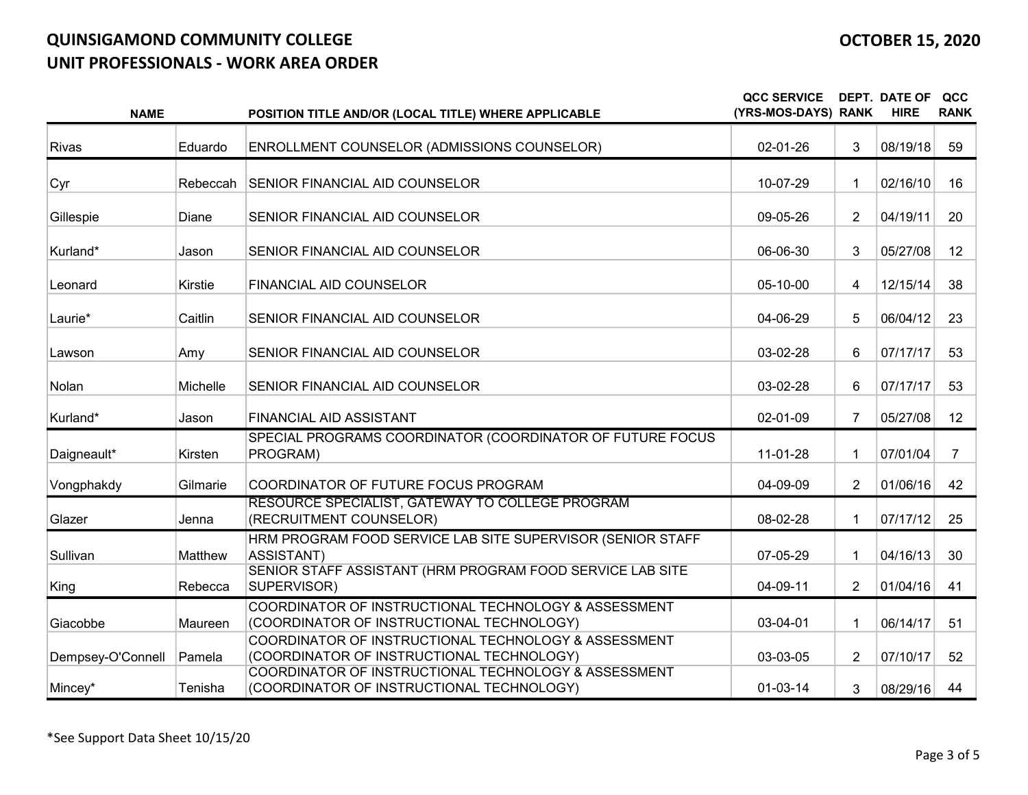# QUINSIGAMOND COMMUNITY COLLEGE

## UNIT PROFESSIONALS - WORK AREA ORDER

**OCTOBER 15, 2020**

| NAME | | POSITION TITLE AND/OR (LOCAL TITLE) WHERE APPLICABLE | QCC SERVICE (YRS-MOS-DAYS) | DEPT. RANK | DATE OF HIRE | QCC RANK |
|---|---|---|---|---|---|---|
| Rivas | Eduardo | ENROLLMENT COUNSELOR (ADMISSIONS COUNSELOR) | 02-01-26 | 3 | 08/19/18 | 59 |
| Cyr | Rebeccah | SENIOR FINANCIAL AID COUNSELOR | 10-07-29 | 1 | 02/16/10 | 16 |
| Gillespie | Diane | SENIOR FINANCIAL AID COUNSELOR | 09-05-26 | 2 | 04/19/11 | 20 |
| Kurland* | Jason | SENIOR FINANCIAL AID COUNSELOR | 06-06-30 | 3 | 05/27/08 | 12 |
| Leonard | Kirstie | FINANCIAL AID COUNSELOR | 05-10-00 | 4 | 12/15/14 | 38 |
| Laurie* | Caitlin | SENIOR FINANCIAL AID COUNSELOR | 04-06-29 | 5 | 06/04/12 | 23 |
| Lawson | Amy | SENIOR FINANCIAL AID COUNSELOR | 03-02-28 | 6 | 07/17/17 | 53 |
| Nolan | Michelle | SENIOR FINANCIAL AID COUNSELOR | 03-02-28 | 6 | 07/17/17 | 53 |
| Kurland* | Jason | FINANCIAL AID ASSISTANT | 02-01-09 | 7 | 05/27/08 | 12 |
| Daigneault* | Kirsten | SPECIAL PROGRAMS COORDINATOR (COORDINATOR OF FUTURE FOCUS PROGRAM) | 11-01-28 | 1 | 07/01/04 | 7 |
| Vongphakdy | Gilmarie | COORDINATOR OF FUTURE FOCUS PROGRAM | 04-09-09 | 2 | 01/06/16 | 42 |
| Glazer | Jenna | RESOURCE SPECIALIST, GATEWAY TO COLLEGE PROGRAM (RECRUITMENT COUNSELOR) | 08-02-28 | 1 | 07/17/12 | 25 |
| Sullivan | Matthew | HRM PROGRAM FOOD SERVICE LAB SITE SUPERVISOR (SENIOR STAFF ASSISTANT) | 07-05-29 | 1 | 04/16/13 | 30 |
| King | Rebecca | SENIOR STAFF ASSISTANT (HRM PROGRAM FOOD SERVICE LAB SITE SUPERVISOR) | 04-09-11 | 2 | 01/04/16 | 41 |
| Giacobbe | Maureen | COORDINATOR OF INSTRUCTIONAL TECHNOLOGY & ASSESSMENT (COORDINATOR OF INSTRUCTIONAL TECHNOLOGY) | 03-04-01 | 1 | 06/14/17 | 51 |
| Dempsey-O'Connell | Pamela | COORDINATOR OF INSTRUCTIONAL TECHNOLOGY & ASSESSMENT (COORDINATOR OF INSTRUCTIONAL TECHNOLOGY) | 03-03-05 | 2 | 07/10/17 | 52 |
| Mincey* | Tenisha | COORDINATOR OF INSTRUCTIONAL TECHNOLOGY & ASSESSMENT (COORDINATOR OF INSTRUCTIONAL TECHNOLOGY) | 01-03-14 | 3 | 08/29/16 | 44 |

*See Support Data Sheet 10/15/20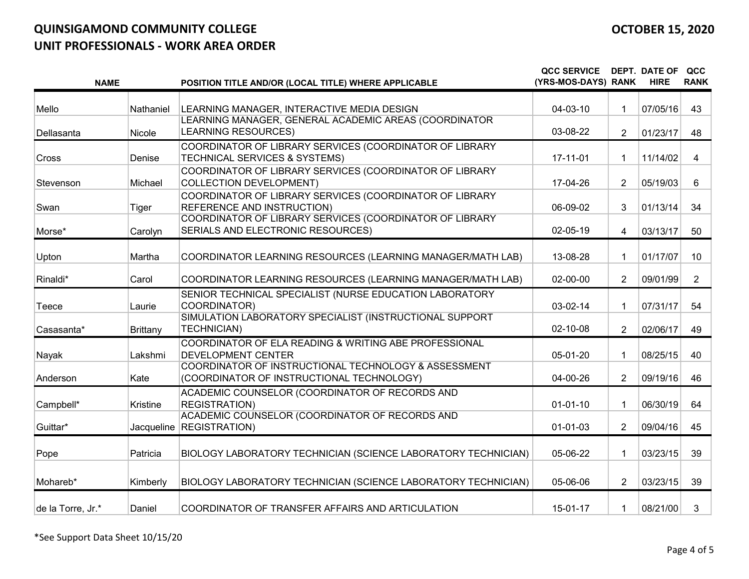**QUINSIGAMOND COMMUNITY COLLEGE**
**UNIT PROFESSIONALS - WORK AREA ORDER**

**OCTOBER 15, 2020**

| NAME | | POSITION TITLE AND/OR (LOCAL TITLE) WHERE APPLICABLE | QCC SERVICE (YRS-MOS-DAYS) | DEPT. RANK | DATE OF HIRE | QCC RANK |
|---|---|---|---|---|---|---|
| Mello | Nathaniel | LEARNING MANAGER, INTERACTIVE MEDIA DESIGN | 04-03-10 | 1 | 07/05/16 | 43 |
| Dellasanta | Nicole | LEARNING MANAGER, GENERAL ACADEMIC AREAS (COORDINATOR LEARNING RESOURCES) | 03-08-22 | 2 | 01/23/17 | 48 |
| Cross | Denise | COORDINATOR OF LIBRARY SERVICES (COORDINATOR OF LIBRARY TECHNICAL SERVICES & SYSTEMS) | 17-11-01 | 1 | 11/14/02 | 4 |
| Stevenson | Michael | COORDINATOR OF LIBRARY SERVICES (COORDINATOR OF LIBRARY COLLECTION DEVELOPMENT) | 17-04-26 | 2 | 05/19/03 | 6 |
| Swan | Tiger | COORDINATOR OF LIBRARY SERVICES (COORDINATOR OF LIBRARY REFERENCE AND INSTRUCTION) | 06-09-02 | 3 | 01/13/14 | 34 |
| Morse* | Carolyn | COORDINATOR OF LIBRARY SERVICES (COORDINATOR OF LIBRARY SERIALS AND ELECTRONIC RESOURCES) | 02-05-19 | 4 | 03/13/17 | 50 |
| Upton | Martha | COORDINATOR LEARNING RESOURCES (LEARNING MANAGER/MATH LAB) | 13-08-28 | 1 | 01/17/07 | 10 |
| Rinaldi* | Carol | COORDINATOR LEARNING RESOURCES (LEARNING MANAGER/MATH LAB) | 02-00-00 | 2 | 09/01/99 | 2 |
| Teece | Laurie | SENIOR TECHNICAL SPECIALIST (NURSE EDUCATION LABORATORY COORDINATOR) | 03-02-14 | 1 | 07/31/17 | 54 |
| Casasanta* | Brittany | SIMULATION LABORATORY SPECIALIST (INSTRUCTIONAL SUPPORT TECHNICIAN) | 02-10-08 | 2 | 02/06/17 | 49 |
| Nayak | Lakshmi | COORDINATOR OF ELA READING & WRITING ABE PROFESSIONAL DEVELOPMENT CENTER | 05-01-20 | 1 | 08/25/15 | 40 |
| Anderson | Kate | COORDINATOR OF INSTRUCTIONAL TECHNOLOGY & ASSESSMENT (COORDINATOR OF INSTRUCTIONAL TECHNOLOGY) | 04-00-26 | 2 | 09/19/16 | 46 |
| Campbell* | Kristine | ACADEMIC COUNSELOR (COORDINATOR OF RECORDS AND REGISTRATION) | 01-01-10 | 1 | 06/30/19 | 64 |
| Guittar* | Jacqueline | ACADEMIC COUNSELOR (COORDINATOR OF RECORDS AND REGISTRATION) | 01-01-03 | 2 | 09/04/16 | 45 |
| Pope | Patricia | BIOLOGY LABORATORY TECHNICIAN (SCIENCE LABORATORY TECHNICIAN) | 05-06-22 | 1 | 03/23/15 | 39 |
| Mohareb* | Kimberly | BIOLOGY LABORATORY TECHNICIAN (SCIENCE LABORATORY TECHNICIAN) | 05-06-06 | 2 | 03/23/15 | 39 |
| de la Torre, Jr.* | Daniel | COORDINATOR OF TRANSFER AFFAIRS AND ARTICULATION | 15-01-17 | 1 | 08/21/00 | 3 |

*See Support Data Sheet 10/15/20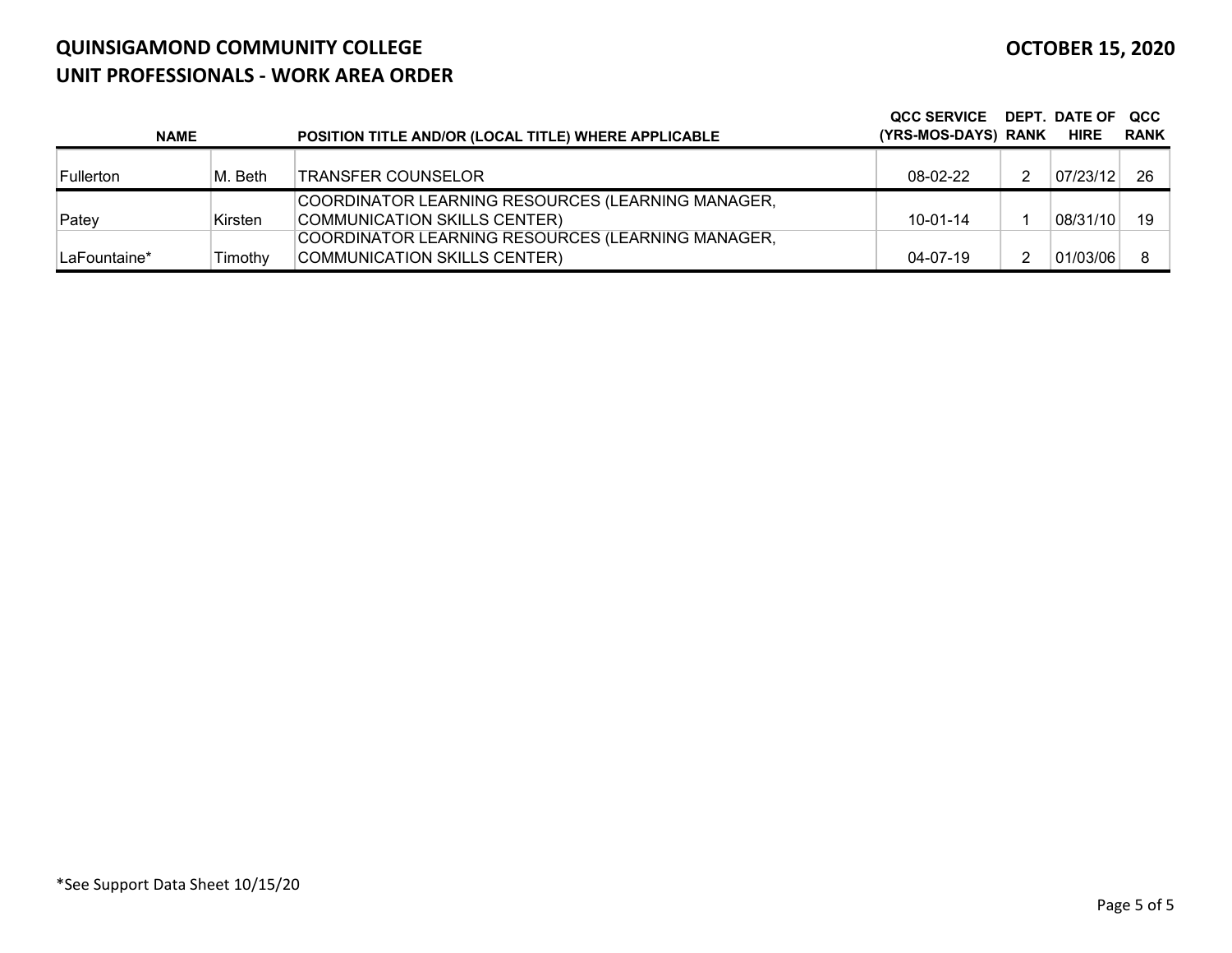# QUINSIGAMOND COMMUNITY COLLEGE

## UNIT PROFESSIONALS - WORK AREA ORDER

**OCTOBER 15, 2020**

| NAME | | POSITION TITLE AND/OR (LOCAL TITLE) WHERE APPLICABLE | QCC SERVICE (YRS-MOS-DAYS) | DEPT. RANK | DATE OF HIRE | QCC RANK |
|---|---|---|---|---|---|---|
| Fullerton | M. Beth | TRANSFER COUNSELOR | 08-02-22 | 2 | 07/23/12 | 26 |
| Patey | Kirsten | COORDINATOR LEARNING RESOURCES (LEARNING MANAGER, COMMUNICATION SKILLS CENTER) | 10-01-14 | 1 | 08/31/10 | 19 |
| LaFountaine* | Timothy | COORDINATOR LEARNING RESOURCES (LEARNING MANAGER, COMMUNICATION SKILLS CENTER) | 04-07-19 | 2 | 01/03/06 | 8 |

*See Support Data Sheet 10/15/20